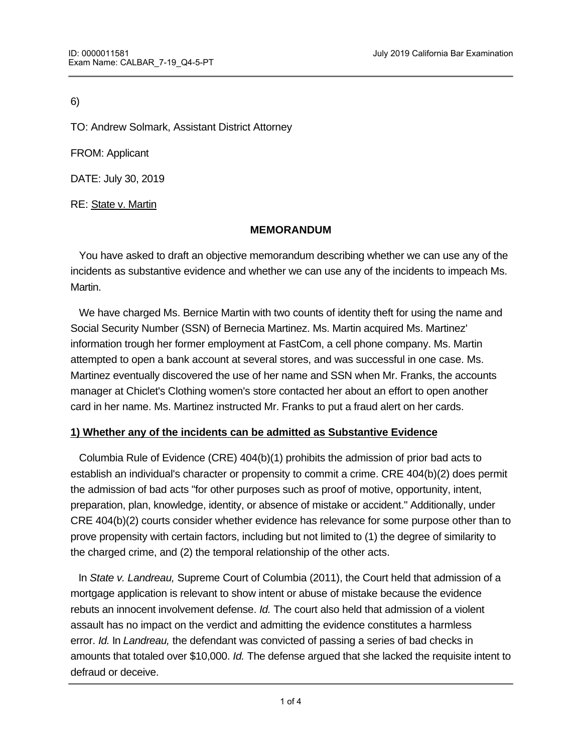6)

TO: Andrew Solmark, Assistant District Attorney

FROM: Applicant

DATE: July 30, 2019

RE: State v. Martin

**MEMORANDUM**

You have asked to draft an objective memorandum describing whether we can use any of the incidents as substantive evidence and whether we can use any of the incidents to impeach Ms. Martin.

We have charged Ms. Bernice Martin with two counts of identity theft for using the name and Social Security Number (SSN) of Bernecia Martinez. Ms. Martin acquired Ms. Martinez' information trough her former employment at FastCom, a cell phone company. Ms. Martin attempted to open a bank account at several stores, and was successful in one case. Ms. Martinez eventually discovered the use of her name and SSN when Mr. Franks, the accounts manager at Chiclet's Clothing women's store contacted her about an effort to open another card in her name. Ms. Martinez instructed Mr. Franks to put a fraud alert on her cards.

**1) Whether any of the incidents can be admitted as Substantive Evidence**

Columbia Rule of Evidence (CRE) 404(b)(1) prohibits the admission of prior bad acts to establish an individual's character or propensity to commit a crime. CRE 404(b)(2) does permit the admission of bad acts "for other purposes such as proof of motive, opportunity, intent, preparation, plan, knowledge, identity, or absence of mistake or accident." Additionally, under CRE 404(b)(2) courts consider whether evidence has relevance for some purpose other than to prove propensity with certain factors, including but not limited to (1) the degree of similarity to the charged crime, and (2) the temporal relationship of the other acts.

In *State v. Landreau,* Supreme Court of Columbia (2011), the Court held that admission of a mortgage application is relevant to show intent or abuse of mistake because the evidence rebuts an innocent involvement defense. *Id.* The court also held that admission of a violent assault has no impact on the verdict and admitting the evidence constitutes a harmless error. *Id.* In *Landreau,* the defendant was convicted of passing a series of bad checks in amounts that totaled over $10,000. *Id.* The defense argued that she lacked the requisite intent to defraud or deceive.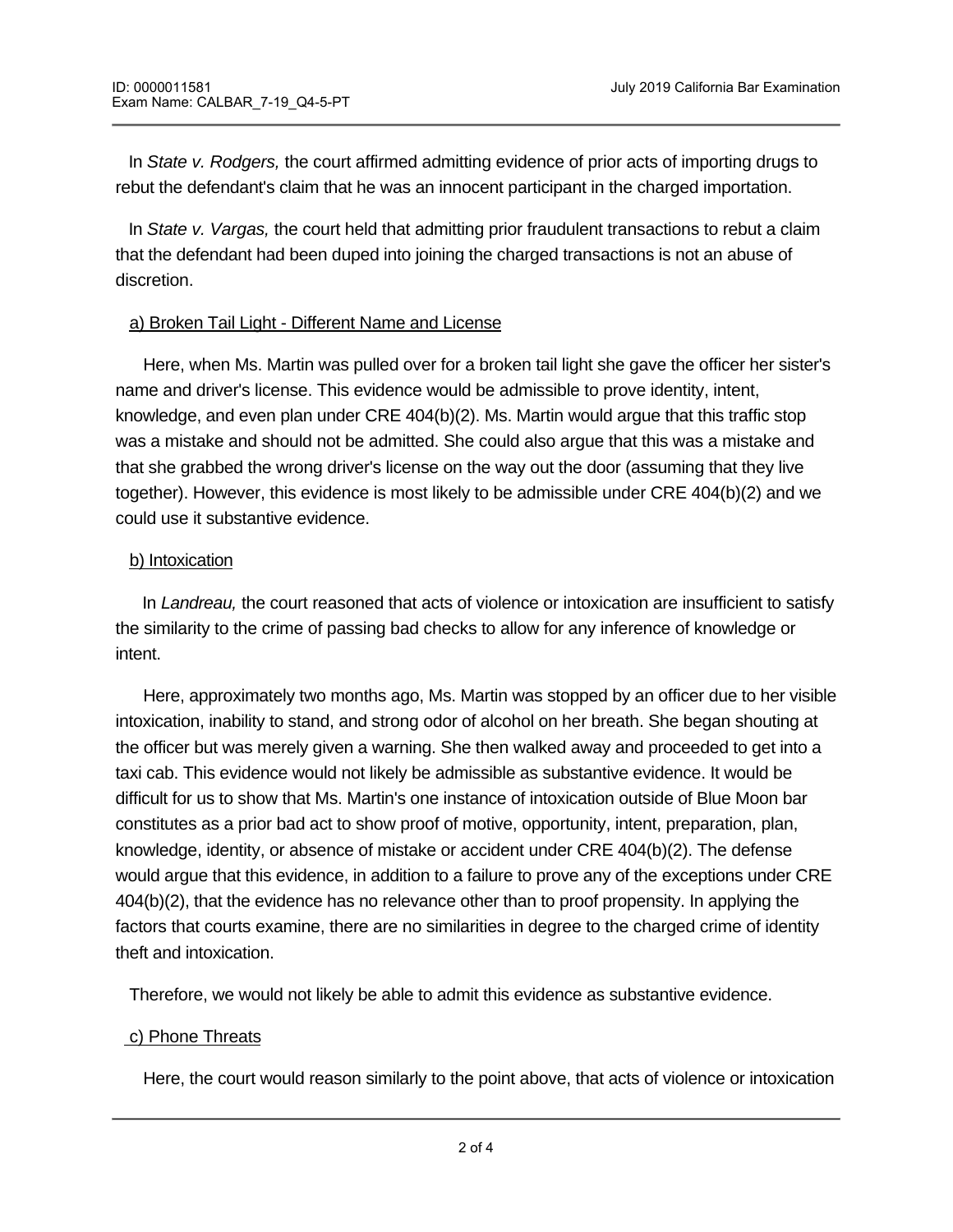In *State v. Rodgers,* the court affirmed admitting evidence of prior acts of importing drugs to rebut the defendant's claim that he was an innocent participant in the charged importation.

In *State v. Vargas,* the court held that admitting prior fraudulent transactions to rebut a claim that the defendant had been duped into joining the charged transactions is not an abuse of discretion.

<u>a) Broken Tail Light - Different Name and License</u>

Here, when Ms. Martin was pulled over for a broken tail light she gave the officer her sister's name and driver's license. This evidence would be admissible to prove identity, intent, knowledge, and even plan under CRE 404(b)(2). Ms. Martin would argue that this traffic stop was a mistake and should not be admitted. She could also argue that this was a mistake and that she grabbed the wrong driver's license on the way out the door (assuming that they live together). However, this evidence is most likely to be admissible under CRE 404(b)(2) and we could use it substantive evidence.

<u>b) Intoxication</u>

In *Landreau,* the court reasoned that acts of violence or intoxication are insufficient to satisfy the similarity to the crime of passing bad checks to allow for any inference of knowledge or intent.

Here, approximately two months ago, Ms. Martin was stopped by an officer due to her visible intoxication, inability to stand, and strong odor of alcohol on her breath. She began shouting at the officer but was merely given a warning. She then walked away and proceeded to get into a taxi cab. This evidence would not likely be admissible as substantive evidence. It would be difficult for us to show that Ms. Martin's one instance of intoxication outside of Blue Moon bar constitutes as a prior bad act to show proof of motive, opportunity, intent, preparation, plan, knowledge, identity, or absence of mistake or accident under CRE 404(b)(2). The defense would argue that this evidence, in addition to a failure to prove any of the exceptions under CRE 404(b)(2), that the evidence has no relevance other than to proof propensity. In applying the factors that courts examine, there are no similarities in degree to the charged crime of identity theft and intoxication.

Therefore, we would not likely be able to admit this evidence as substantive evidence.

<u>c) Phone Threats</u>

Here, the court would reason similarly to the point above, that acts of violence or intoxication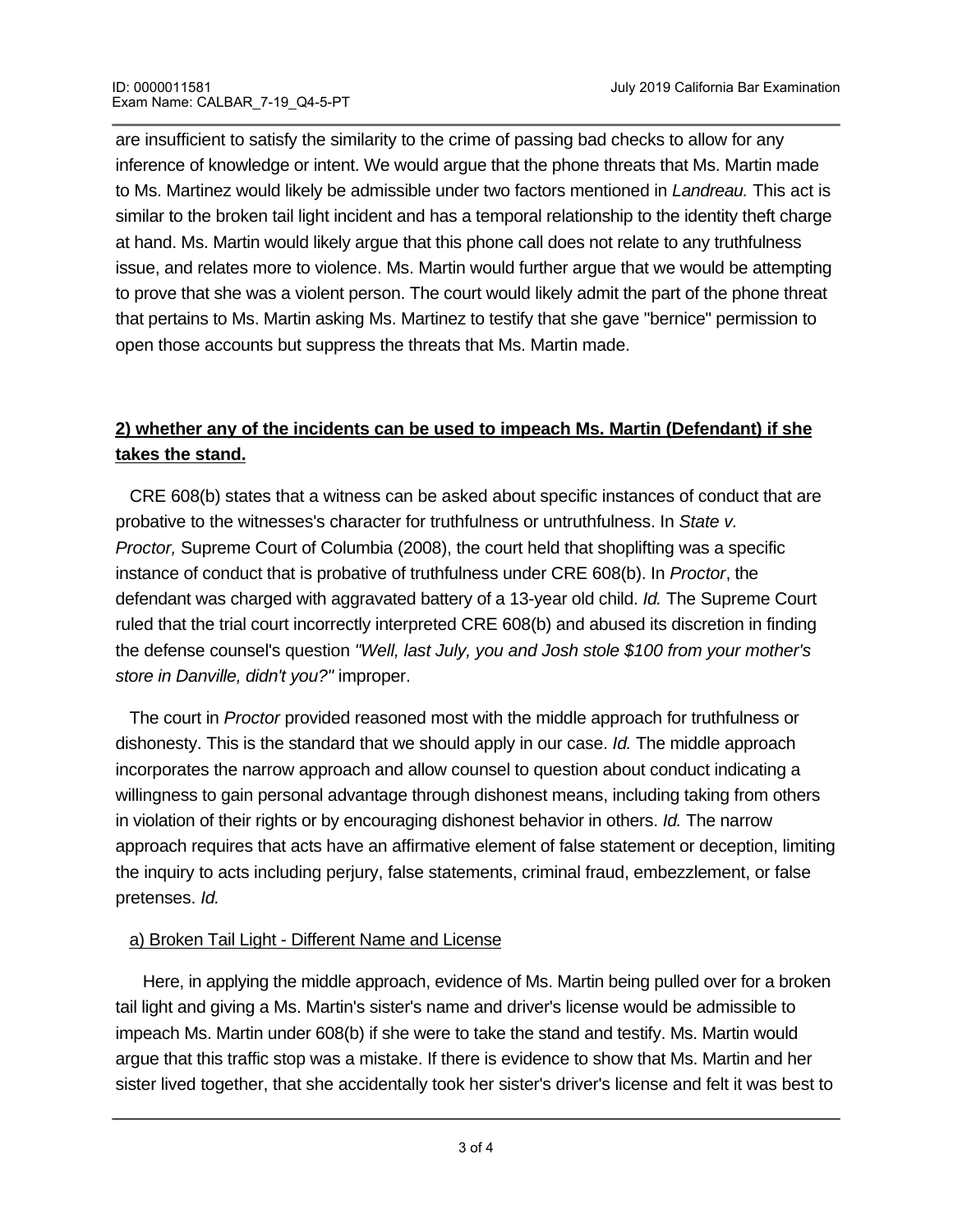are insufficient to satisfy the similarity to the crime of passing bad checks to allow for any inference of knowledge or intent. We would argue that the phone threats that Ms. Martin made to Ms. Martinez would likely be admissible under two factors mentioned in *Landreau.* This act is similar to the broken tail light incident and has a temporal relationship to the identity theft charge at hand. Ms. Martin would likely argue that this phone call does not relate to any truthfulness issue, and relates more to violence. Ms. Martin would further argue that we would be attempting to prove that she was a violent person. The court would likely admit the part of the phone threat that pertains to Ms. Martin asking Ms. Martinez to testify that she gave "bernice" permission to open those accounts but suppress the threats that Ms. Martin made.

**2) whether any of the incidents can be used to impeach Ms. Martin (Defendant) if she takes the stand.**

CRE 608(b) states that a witness can be asked about specific instances of conduct that are probative to the witnesses's character for truthfulness or untruthfulness. In *State v. Proctor,* Supreme Court of Columbia (2008), the court held that shoplifting was a specific instance of conduct that is probative of truthfulness under CRE 608(b). In *Proctor*, the defendant was charged with aggravated battery of a 13-year old child. *Id.* The Supreme Court ruled that the trial court incorrectly interpreted CRE 608(b) and abused its discretion in finding the defense counsel's question *"Well, last July, you and Josh stole $100 from your mother's store in Danville, didn't you?"* improper.

The court in *Proctor* provided reasoned most with the middle approach for truthfulness or dishonesty. This is the standard that we should apply in our case. *Id.* The middle approach incorporates the narrow approach and allow counsel to question about conduct indicating a willingness to gain personal advantage through dishonest means, including taking from others in violation of their rights or by encouraging dishonest behavior in others. *Id.* The narrow approach requires that acts have an affirmative element of false statement or deception, limiting the inquiry to acts including perjury, false statements, criminal fraud, embezzlement, or false pretenses. *Id.*

a) Broken Tail Light - Different Name and License

Here, in applying the middle approach, evidence of Ms. Martin being pulled over for a broken tail light and giving a Ms. Martin's sister's name and driver's license would be admissible to impeach Ms. Martin under 608(b) if she were to take the stand and testify. Ms. Martin would argue that this traffic stop was a mistake. If there is evidence to show that Ms. Martin and her sister lived together, that she accidentally took her sister's driver's license and felt it was best to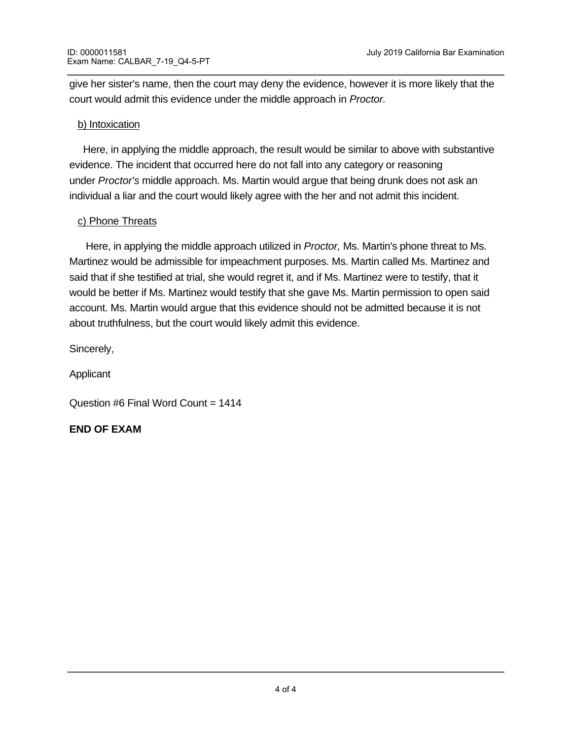give her sister's name, then the court may deny the evidence, however it is more likely that the court would admit this evidence under the middle approach in *Proctor.*

b) Intoxication

Here, in applying the middle approach, the result would be similar to above with substantive evidence. The incident that occurred here do not fall into any category or reasoning under *Proctor's* middle approach. Ms. Martin would argue that being drunk does not ask an individual a liar and the court would likely agree with the her and not admit this incident.

c) Phone Threats

Here, in applying the middle approach utilized in *Proctor,* Ms. Martin's phone threat to Ms. Martinez would be admissible for impeachment purposes. Ms. Martin called Ms. Martinez and said that if she testified at trial, she would regret it, and if Ms. Martinez were to testify, that it would be better if Ms. Martinez would testify that she gave Ms. Martin permission to open said account. Ms. Martin would argue that this evidence should not be admitted because it is not about truthfulness, but the court would likely admit this evidence.

Sincerely,

Applicant

Question #6 Final Word Count = 1414

**END OF EXAM**